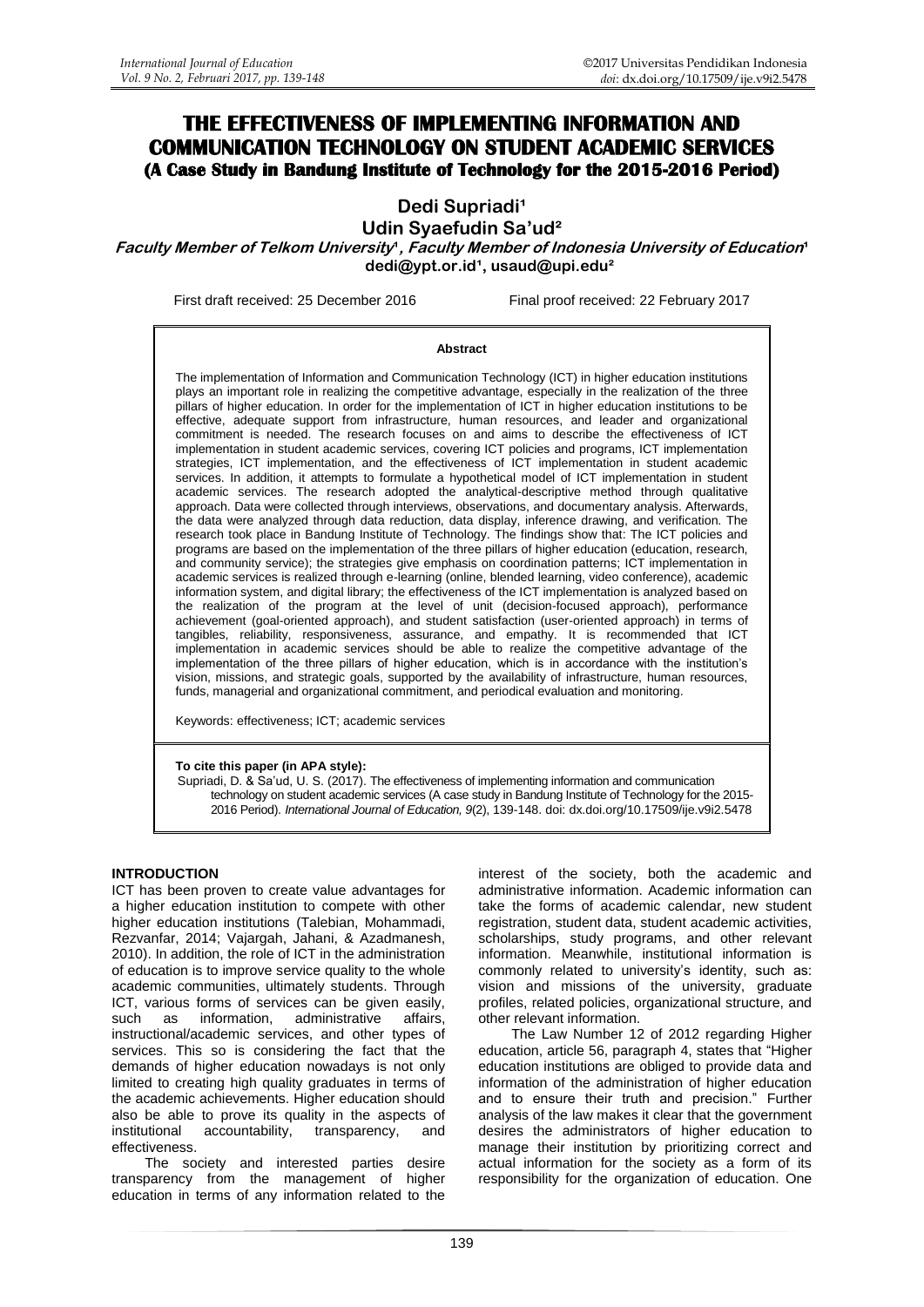# THE EFFECTIVENESS OF IMPLEMENTING INFORMATION AND COMMUNICATION TECHNOLOGY ON STUDENT ACADEMIC SERVICES
## (A Case Study in Bandung Institute of Technology for the 2015-2016 Period)

**Dedi Supriadi[1]**
**Udin Syaefudin Sa'ud[2]**

***Faculty Member of Telkom University[1], Faculty Member of Indonesia University of Education[1]***
**dedi@ypt.or.id[1], usaud@upi.edu[2]**

First draft received: 25 December 2016 Final proof received: 22 February 2017

**Abstract**

The implementation of Information and Communication Technology (ICT) in higher education institutions plays an important role in realizing the competitive advantage, especially in the realization of the three pillars of higher education. In order for the implementation of ICT in higher education institutions to be effective, adequate support from infrastructure, human resources, and leader and organizational commitment is needed. The research focuses on and aims to describe the effectiveness of ICT implementation in student academic services, covering ICT policies and programs, ICT implementation strategies, ICT implementation, and the effectiveness of ICT implementation in student academic services. In addition, it attempts to formulate a hypothetical model of ICT implementation in student academic services. The research adopted the analytical-descriptive method through qualitative approach. Data were collected through interviews, observations, and documentary analysis. Afterwards, the data were analyzed through data reduction, data display, inference drawing, and verification. The research took place in Bandung Institute of Technology. The findings show that: The ICT policies and programs are based on the implementation of the three pillars of higher education (education, research, and community service); the strategies give emphasis on coordination patterns; ICT implementation in academic services is realized through e-learning (online, blended learning, video conference), academic information system, and digital library; the effectiveness of the ICT implementation is analyzed based on the realization of the program at the level of unit (decision-focused approach), performance achievement (goal-oriented approach), and student satisfaction (user-oriented approach) in terms of tangibles, reliability, responsiveness, assurance, and empathy. It is recommended that ICT implementation in academic services should be able to realize the competitive advantage of the implementation of the three pillars of higher education, which is in accordance with the institution's vision, missions, and strategic goals, supported by the availability of infrastructure, human resources, funds, managerial and organizational commitment, and periodical evaluation and monitoring.

Keywords: effectiveness; ICT; academic services

**To cite this paper (in APA style):**
Supriadi, D. & Sa'ud, U. S. (2017). The effectiveness of implementing information and communication technology on student academic services (A case study in Bandung Institute of Technology for the 2015-2016 Period). *International Journal of Education, 9*(2), 139-148. doi: dx.doi.org/10.17509/ije.v9i2.5478

## INTRODUCTION

ICT has been proven to create value advantages for a higher education institution to compete with other higher education institutions (Talebian, Mohammadi, Rezvanfar, 2014; Vajargah, Jahani, & Azadmanesh, 2010). In addition, the role of ICT in the administration of education is to improve service quality to the whole academic communities, ultimately students. Through ICT, various forms of services can be given easily, such as information, administrative affairs, instructional/academic services, and other types of services. This so is considering the fact that the demands of higher education nowadays is not only limited to creating high quality graduates in terms of the academic achievements. Higher education should also be able to prove its quality in the aspects of institutional accountability, transparency, and effectiveness.

The society and interested parties desire transparency from the management of higher education in terms of any information related to the interest of the society, both the academic and administrative information. Academic information can take the forms of academic calendar, new student registration, student data, student academic activities, scholarships, study programs, and other relevant information. Meanwhile, institutional information is commonly related to university's identity, such as: vision and missions of the university, graduate profiles, related policies, organizational structure, and other relevant information.

The Law Number 12 of 2012 regarding Higher education, article 56, paragraph 4, states that "Higher education institutions are obliged to provide data and information of the administration of higher education and to ensure their truth and precision." Further analysis of the law makes it clear that the government desires the administrators of higher education to manage their institution by prioritizing correct and actual information for the society as a form of its responsibility for the organization of education. One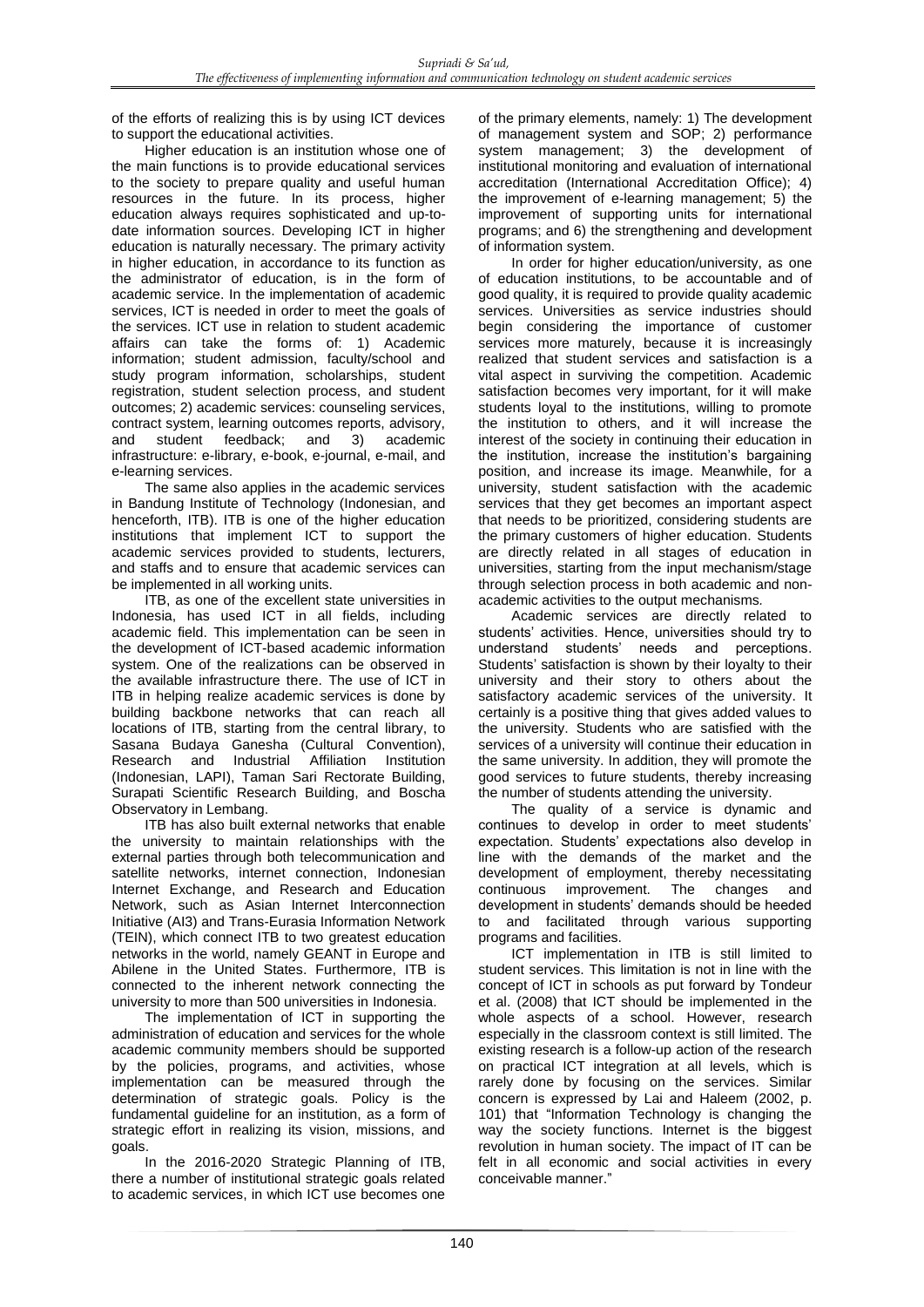of the efforts of realizing this is by using ICT devices to support the educational activities.

Higher education is an institution whose one of the main functions is to provide educational services to the society to prepare quality and useful human resources in the future. In its process, higher education always requires sophisticated and up-to-date information sources. Developing ICT in higher education is naturally necessary. The primary activity in higher education, in accordance to its function as the administrator of education, is in the form of academic service. In the implementation of academic services, ICT is needed in order to meet the goals of the services. ICT use in relation to student academic affairs can take the forms of: 1) Academic information; student admission, faculty/school and study program information, scholarships, student registration, student selection process, and student outcomes; 2) academic services: counseling services, contract system, learning outcomes reports, advisory, and student feedback; and 3) academic infrastructure: e-library, e-book, e-journal, e-mail, and e-learning services.

The same also applies in the academic services in Bandung Institute of Technology (Indonesian, and henceforth, ITB). ITB is one of the higher education institutions that implement ICT to support the academic services provided to students, lecturers, and staffs and to ensure that academic services can be implemented in all working units.

ITB, as one of the excellent state universities in Indonesia, has used ICT in all fields, including academic field. This implementation can be seen in the development of ICT-based academic information system. One of the realizations can be observed in the available infrastructure there. The use of ICT in ITB in helping realize academic services is done by building backbone networks that can reach all locations of ITB, starting from the central library, to Sasana Budaya Ganesha (Cultural Convention), Research and Industrial Affiliation Institution (Indonesian, LAPI), Taman Sari Rectorate Building, Surapati Scientific Research Building, and Boscha Observatory in Lembang.

ITB has also built external networks that enable the university to maintain relationships with the external parties through both telecommunication and satellite networks, internet connection, Indonesian Internet Exchange, and Research and Education Network, such as Asian Internet Interconnection Initiative (AI3) and Trans-Eurasia Information Network (TEIN), which connect ITB to two greatest education networks in the world, namely GEANT in Europe and Abilene in the United States. Furthermore, ITB is connected to the inherent network connecting the university to more than 500 universities in Indonesia.

The implementation of ICT in supporting the administration of education and services for the whole academic community members should be supported by the policies, programs, and activities, whose implementation can be measured through the determination of strategic goals. Policy is the fundamental guideline for an institution, as a form of strategic effort in realizing its vision, missions, and goals.

In the 2016-2020 Strategic Planning of ITB, there a number of institutional strategic goals related to academic services, in which ICT use becomes one of the primary elements, namely: 1) The development of management system and SOP; 2) performance system management; 3) the development of institutional monitoring and evaluation of international accreditation (International Accreditation Office); 4) the improvement of e-learning management; 5) the improvement of supporting units for international programs; and 6) the strengthening and development of information system.

In order for higher education/university, as one of education institutions, to be accountable and of good quality, it is required to provide quality academic services. Universities as service industries should begin considering the importance of customer services more maturely, because it is increasingly realized that student services and satisfaction is a vital aspect in surviving the competition. Academic satisfaction becomes very important, for it will make students loyal to the institutions, willing to promote the institution to others, and it will increase the interest of the society in continuing their education in the institution, increase the institution's bargaining position, and increase its image. Meanwhile, for a university, student satisfaction with the academic services that they get becomes an important aspect that needs to be prioritized, considering students are the primary customers of higher education. Students are directly related in all stages of education in universities, starting from the input mechanism/stage through selection process in both academic and non-academic activities to the output mechanisms.

Academic services are directly related to students' activities. Hence, universities should try to understand students' needs and perceptions. Students' satisfaction is shown by their loyalty to their university and their story to others about the satisfactory academic services of the university. It certainly is a positive thing that gives added values to the university. Students who are satisfied with the services of a university will continue their education in the same university. In addition, they will promote the good services to future students, thereby increasing the number of students attending the university.

The quality of a service is dynamic and continues to develop in order to meet students' expectation. Students' expectations also develop in line with the demands of the market and the development of employment, thereby necessitating continuous improvement. The changes and development in students' demands should be heeded to and facilitated through various supporting programs and facilities.

ICT implementation in ITB is still limited to student services. This limitation is not in line with the concept of ICT in schools as put forward by Tondeur et al. (2008) that ICT should be implemented in the whole aspects of a school. However, research especially in the classroom context is still limited. The existing research is a follow-up action of the research on practical ICT integration at all levels, which is rarely done by focusing on the services. Similar concern is expressed by Lai and Haleem (2002, p. 101) that "Information Technology is changing the way the society functions. Internet is the biggest revolution in human society. The impact of IT can be felt in all economic and social activities in every conceivable manner."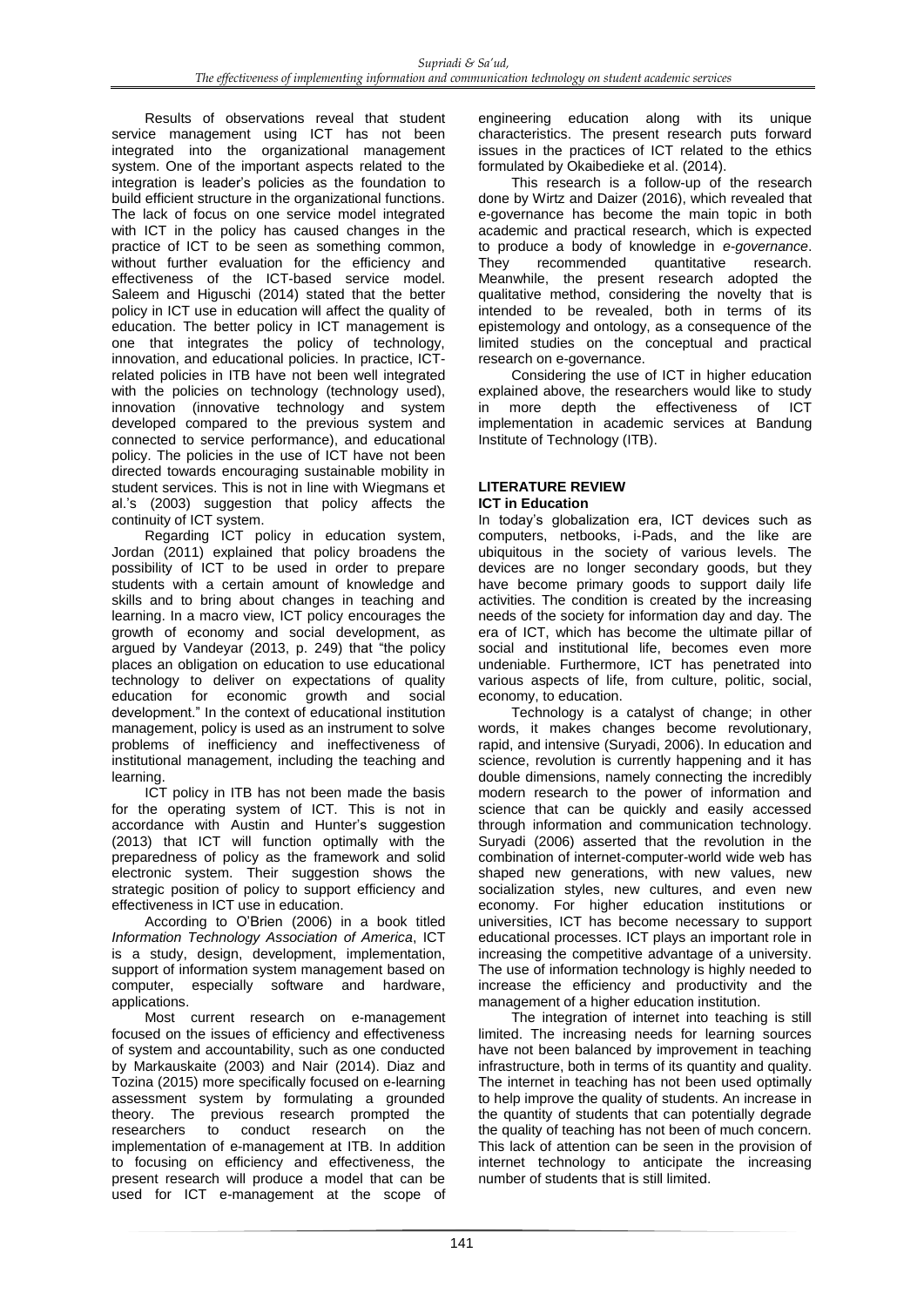Results of observations reveal that student service management using ICT has not been integrated into the organizational management system. One of the important aspects related to the integration is leader's policies as the foundation to build efficient structure in the organizational functions. The lack of focus on one service model integrated with ICT in the policy has caused changes in the practice of ICT to be seen as something common, without further evaluation for the efficiency and effectiveness of the ICT-based service model. Saleem and Higuschi (2014) stated that the better policy in ICT use in education will affect the quality of education. The better policy in ICT management is one that integrates the policy of technology, innovation, and educational policies. In practice, ICT-related policies in ITB have not been well integrated with the policies on technology (technology used), innovation (innovative technology and system developed compared to the previous system and connected to service performance), and educational policy. The policies in the use of ICT have not been directed towards encouraging sustainable mobility in student services. This is not in line with Wiegmans et al.'s (2003) suggestion that policy affects the continuity of ICT system.

Regarding ICT policy in education system, Jordan (2011) explained that policy broadens the possibility of ICT to be used in order to prepare students with a certain amount of knowledge and skills and to bring about changes in teaching and learning. In a macro view, ICT policy encourages the growth of economy and social development, as argued by Vandeyar (2013, p. 249) that "the policy places an obligation on education to use educational technology to deliver on expectations of quality education for economic growth and social development." In the context of educational institution management, policy is used as an instrument to solve problems of inefficiency and ineffectiveness of institutional management, including the teaching and learning.

ICT policy in ITB has not been made the basis for the operating system of ICT. This is not in accordance with Austin and Hunter's suggestion (2013) that ICT will function optimally with the preparedness of policy as the framework and solid electronic system. Their suggestion shows the strategic position of policy to support efficiency and effectiveness in ICT use in education.

According to O'Brien (2006) in a book titled *Information Technology Association of America*, ICT is a study, design, development, implementation, support of information system management based on computer, especially software and hardware, applications.

Most current research on e-management focused on the issues of efficiency and effectiveness of system and accountability, such as one conducted by Markauskaite (2003) and Nair (2014). Diaz and Tozina (2015) more specifically focused on e-learning assessment system by formulating a grounded theory. The previous research prompted the researchers to conduct research on the implementation of e-management at ITB. In addition to focusing on efficiency and effectiveness, the present research will produce a model that can be used for ICT e-management at the scope of engineering education along with its unique characteristics. The present research puts forward issues in the practices of ICT related to the ethics formulated by Okaibedieke et al. (2014).

This research is a follow-up of the research done by Wirtz and Daizer (2016), which revealed that e-governance has become the main topic in both academic and practical research, which is expected to produce a body of knowledge in *e-governance*. They recommended quantitative research. Meanwhile, the present research adopted the qualitative method, considering the novelty that is intended to be revealed, both in terms of its epistemology and ontology, as a consequence of the limited studies on the conceptual and practical research on e-governance.

Considering the use of ICT in higher education explained above, the researchers would like to study in more depth the effectiveness of ICT implementation in academic services at Bandung Institute of Technology (ITB).

## LITERATURE REVIEW

### ICT in Education

In today's globalization era, ICT devices such as computers, netbooks, i-Pads, and the like are ubiquitous in the society of various levels. The devices are no longer secondary goods, but they have become primary goods to support daily life activities. The condition is created by the increasing needs of the society for information day and day. The era of ICT, which has become the ultimate pillar of social and institutional life, becomes even more undeniable. Furthermore, ICT has penetrated into various aspects of life, from culture, politic, social, economy, to education.

Technology is a catalyst of change; in other words, it makes changes become revolutionary, rapid, and intensive (Suryadi, 2006). In education and science, revolution is currently happening and it has double dimensions, namely connecting the incredibly modern research to the power of information and science that can be quickly and easily accessed through information and communication technology. Suryadi (2006) asserted that the revolution in the combination of internet-computer-world wide web has shaped new generations, with new values, new socialization styles, new cultures, and even new economy. For higher education institutions or universities, ICT has become necessary to support educational processes. ICT plays an important role in increasing the competitive advantage of a university. The use of information technology is highly needed to increase the efficiency and productivity and the management of a higher education institution.

The integration of internet into teaching is still limited. The increasing needs for learning sources have not been balanced by improvement in teaching infrastructure, both in terms of its quantity and quality. The internet in teaching has not been used optimally to help improve the quality of students. An increase in the quantity of students that can potentially degrade the quality of teaching has not been of much concern. This lack of attention can be seen in the provision of internet technology to anticipate the increasing number of students that is still limited.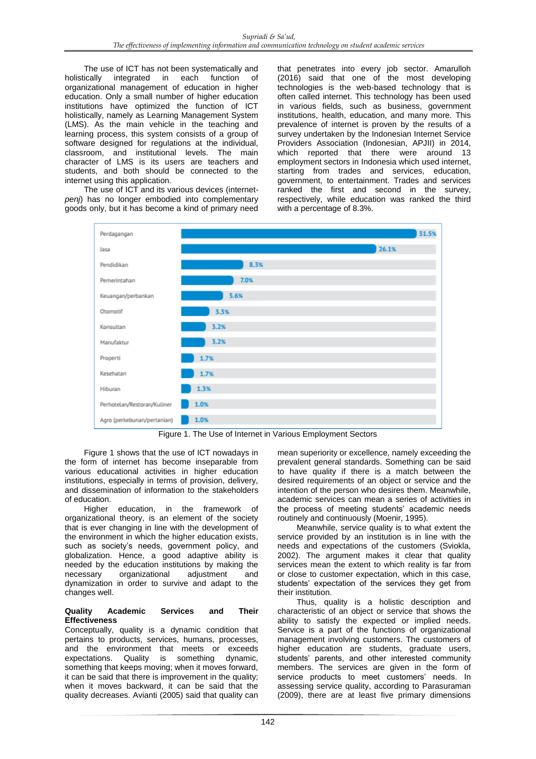The use of ICT has not been systematically and holistically integrated in each function of organizational management of education in higher education. Only a small number of higher education institutions have optimized the function of ICT holistically, namely as Learning Management System (LMS). As the main vehicle in the teaching and learning process, this system consists of a group of software designed for regulations at the individual, classroom, and institutional levels. The main character of LMS is its users are teachers and students, and both should be connected to the internet using this application.

The use of ICT and its various devices (internet-*penj*) has no longer embodied into complementary goods only, but it has become a kind of primary need that penetrates into every job sector. Amarulloh (2016) said that one of the most developing technologies is the web-based technology that is often called internet. This technology has been used in various fields, such as business, government institutions, health, education, and many more. This prevalence of internet is proven by the results of a survey undertaken by the Indonesian Internet Service Providers Association (Indonesian, APJII) in 2014, which reported that there were around 13 employment sectors in Indonesia which used internet, starting from trades and services, education, government, to entertainment. Trades and services ranked the first and second in the survey, respectively, while education was ranked the third with a percentage of 8.3%.

| Sector | Percentage |
| --- | --- |
| Perdagangan | 31.5% |
| Jasa | 26.1% |
| Pendidikan | 8.3% |
| Pemerintahan | 7.0% |
| Keuangan/perbankan | 5.6% |
| Otomotif | 3.3% |
| Konsultan | 3.2% |
| Manufaktur | 3.2% |
| Properti | 1.7% |
| Kesehatan | 1.7% |
| Hiburan | 1.3% |
| Perhotelan/Restoran/Kuliner | 1.0% |
| Agro (perkebunan/pertanian) | 1.0% |

Figure 1. The Use of Internet in Various Employment Sectors

Figure 1 shows that the use of ICT nowadays in the form of internet has become inseparable from various educational activities in higher education institutions, especially in terms of provision, delivery, and dissemination of information to the stakeholders of education.

Higher education, in the framework of organizational theory, is an element of the society that is ever changing in line with the development of the environment in which the higher education exists, such as society's needs, government policy, and globalization. Hence, a good adaptive ability is needed by the education institutions by making the necessary organizational adjustment and dynamization in order to survive and adapt to the changes well.

## Quality Academic Services and Their Effectiveness

Conceptually, quality is a dynamic condition that pertains to products, services, humans, processes, and the environment that meets or exceeds expectations. Quality is something dynamic, something that keeps moving; when it moves forward, it can be said that there is improvement in the quality; when it moves backward, it can be said that the quality decreases. Avianti (2005) said that quality can mean superiority or excellence, namely exceeding the prevalent general standards. Something can be said to have quality if there is a match between the desired requirements of an object or service and the intention of the person who desires them. Meanwhile, academic services can mean a series of activities in the process of meeting students' academic needs routinely and continuously (Moenir, 1995).

Meanwhile, service quality is to what extent the service provided by an institution is in line with the needs and expectations of the customers (Sviokla, 2002). The argument makes it clear that quality services mean the extent to which reality is far from or close to customer expectation, which in this case, students' expectation of the services they get from their institution.

Thus, quality is a holistic description and characteristic of an object or service that shows the ability to satisfy the expected or implied needs. Service is a part of the functions of organizational management involving customers. The customers of higher education are students, graduate users, students' parents, and other interested community members. The services are given in the form of service products to meet customers' needs. In assessing service quality, according to Parasuraman (2009), there are at least five primary dimensions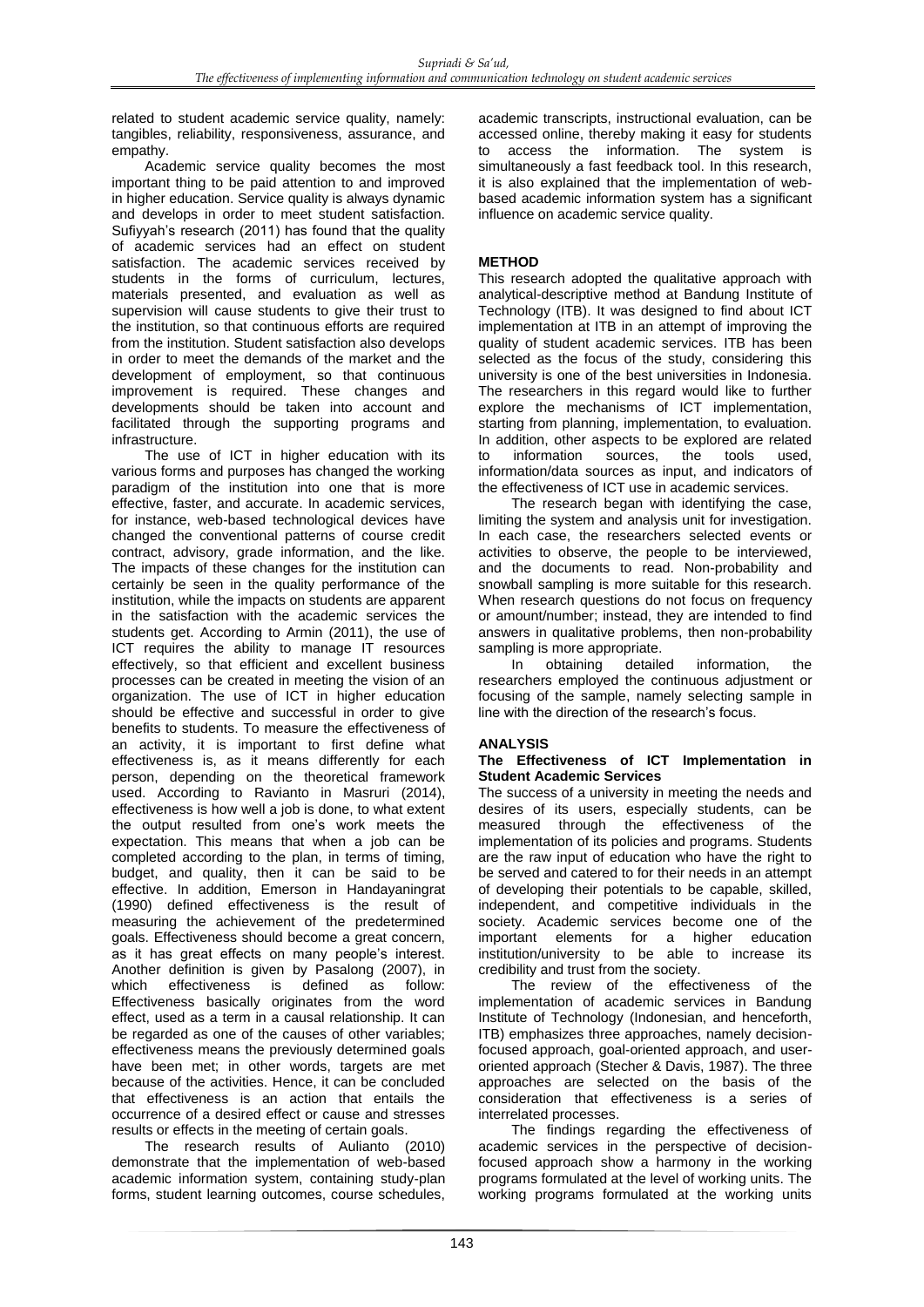related to student academic service quality, namely: tangibles, reliability, responsiveness, assurance, and empathy.

Academic service quality becomes the most important thing to be paid attention to and improved in higher education. Service quality is always dynamic and develops in order to meet student satisfaction. Sufiyyah's research (2011) has found that the quality of academic services had an effect on student satisfaction. The academic services received by students in the forms of curriculum, lectures, materials presented, and evaluation as well as supervision will cause students to give their trust to the institution, so that continuous efforts are required from the institution. Student satisfaction also develops in order to meet the demands of the market and the development of employment, so that continuous improvement is required. These changes and developments should be taken into account and facilitated through the supporting programs and infrastructure.

The use of ICT in higher education with its various forms and purposes has changed the working paradigm of the institution into one that is more effective, faster, and accurate. In academic services, for instance, web-based technological devices have changed the conventional patterns of course credit contract, advisory, grade information, and the like. The impacts of these changes for the institution can certainly be seen in the quality performance of the institution, while the impacts on students are apparent in the satisfaction with the academic services the students get. According to Armin (2011), the use of ICT requires the ability to manage IT resources effectively, so that efficient and excellent business processes can be created in meeting the vision of an organization. The use of ICT in higher education should be effective and successful in order to give benefits to students. To measure the effectiveness of an activity, it is important to first define what effectiveness is, as it means differently for each person, depending on the theoretical framework used. According to Ravianto in Masruri (2014), effectiveness is how well a job is done, to what extent the output resulted from one's work meets the expectation. This means that when a job can be completed according to the plan, in terms of timing, budget, and quality, then it can be said to be effective. In addition, Emerson in Handayaningrat (1990) defined effectiveness is the result of measuring the achievement of the predetermined goals. Effectiveness should become a great concern, as it has great effects on many people's interest. Another definition is given by Pasalong (2007), in which effectiveness is defined as follow: Effectiveness basically originates from the word effect, used as a term in a causal relationship. It can be regarded as one of the causes of other variables; effectiveness means the previously determined goals have been met; in other words, targets are met because of the activities. Hence, it can be concluded that effectiveness is an action that entails the occurrence of a desired effect or cause and stresses results or effects in the meeting of certain goals.

The research results of Aulianto (2010) demonstrate that the implementation of web-based academic information system, containing study-plan forms, student learning outcomes, course schedules, academic transcripts, instructional evaluation, can be accessed online, thereby making it easy for students to access the information. The system is simultaneously a fast feedback tool. In this research, it is also explained that the implementation of web-based academic information system has a significant influence on academic service quality.

## METHOD

This research adopted the qualitative approach with analytical-descriptive method at Bandung Institute of Technology (ITB). It was designed to find about ICT implementation at ITB in an attempt of improving the quality of student academic services. ITB has been selected as the focus of the study, considering this university is one of the best universities in Indonesia. The researchers in this regard would like to further explore the mechanisms of ICT implementation, starting from planning, implementation, to evaluation. In addition, other aspects to be explored are related to information sources, the tools used, information/data sources as input, and indicators of the effectiveness of ICT use in academic services.

The research began with identifying the case, limiting the system and analysis unit for investigation. In each case, the researchers selected events or activities to observe, the people to be interviewed, and the documents to read. Non-probability and snowball sampling is more suitable for this research. When research questions do not focus on frequency or amount/number; instead, they are intended to find answers in qualitative problems, then non-probability sampling is more appropriate.

In obtaining detailed information, the researchers employed the continuous adjustment or focusing of the sample, namely selecting sample in line with the direction of the research's focus.

## ANALYSIS

### The Effectiveness of ICT Implementation in Student Academic Services

The success of a university in meeting the needs and desires of its users, especially students, can be measured through the effectiveness of the implementation of its policies and programs. Students are the raw input of education who have the right to be served and catered to for their needs in an attempt of developing their potentials to be capable, skilled, independent, and competitive individuals in the society. Academic services become one of the important elements for a higher education institution/university to be able to increase its credibility and trust from the society.

The review of the effectiveness of the implementation of academic services in Bandung Institute of Technology (Indonesian, and henceforth, ITB) emphasizes three approaches, namely decision-focused approach, goal-oriented approach, and user-oriented approach (Stecher & Davis, 1987). The three approaches are selected on the basis of the consideration that effectiveness is a series of interrelated processes.

The findings regarding the effectiveness of academic services in the perspective of decision-focused approach show a harmony in the working programs formulated at the level of working units. The working programs formulated at the working units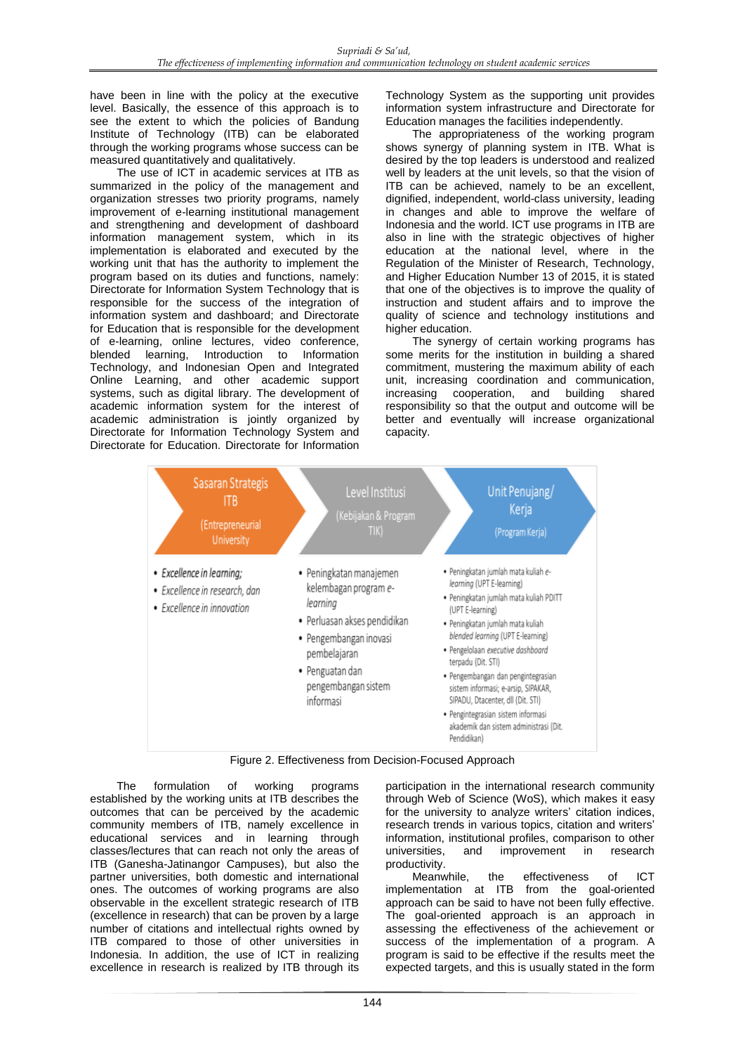have been in line with the policy at the executive level. Basically, the essence of this approach is to see the extent to which the policies of Bandung Institute of Technology (ITB) can be elaborated through the working programs whose success can be measured quantitatively and qualitatively.

The use of ICT in academic services at ITB as summarized in the policy of the management and organization stresses two priority programs, namely improvement of e-learning institutional management and strengthening and development of dashboard information management system, which in its implementation is elaborated and executed by the working unit that has the authority to implement the program based on its duties and functions, namely: Directorate for Information System Technology that is responsible for the success of the integration of information system and dashboard; and Directorate for Education that is responsible for the development of e-learning, online lectures, video conference, blended learning, Introduction to Information Technology, and Indonesian Open and Integrated Online Learning, and other academic support systems, such as digital library. The development of academic information system for the interest of academic administration is jointly organized by Directorate for Information Technology System and Directorate for Education. Directorate for Information Technology System as the supporting unit provides information system infrastructure and Directorate for Education manages the facilities independently.

The appropriateness of the working program shows synergy of planning system in ITB. What is desired by the top leaders is understood and realized well by leaders at the unit levels, so that the vision of ITB can be achieved, namely to be an excellent, dignified, independent, world-class university, leading in changes and able to improve the welfare of Indonesia and the world. ICT use programs in ITB are also in line with the strategic objectives of higher education at the national level, where in the Regulation of the Minister of Research, Technology, and Higher Education Number 13 of 2015, it is stated that one of the objectives is to improve the quality of instruction and student affairs and to improve the quality of science and technology institutions and higher education.

The synergy of certain working programs has some merits for the institution in building a shared commitment, mustering the maximum ability of each unit, increasing coordination and communication, increasing cooperation, and building shared responsibility so that the output and outcome will be better and eventually will increase organizational capacity.

| Sasaran Strategis ITB (Entrepreneurial University) | Level Institusi (Kebijakan & Program TIK) | Unit Penujang/ Kerja (Program Kerja) |
|---|---|---|
| • *Excellence in learning;*<br>• *Excellence in research, dan*<br>• *Excellence in innovation* | • Peningkatan manajemen kelembagan program *e-learning*<br>• Perluasan akses pendidikan<br>• Pengembangan inovasi pembelajaran<br>• Penguatan dan pengembangan sistem informasi | • Peningkatan jumlah mata kuliah *e-learning* (UPT E-learning)<br>• Peningkatan jumlah mata kuliah PDITT (UPT E-learning)<br>• Peningkatan jumlah mata kuliah *blended learning* (UPT E-learning)<br>• Pengelolaan *executive dashboard* terpadu (Dit. STI)<br>• Pengembangan dan pengintegrasian sistem informasi; e-arsip, SIPAKAR, SIPADU, Dtacenter, dll (Dit. STI)<br>• Pengintegrasian sistem informasi akademik dan sistem administrasi (Dit. Pendidikan) |

Figure 2. Effectiveness from Decision-Focused Approach

The formulation of working programs established by the working units at ITB describes the outcomes that can be perceived by the academic community members of ITB, namely excellence in educational services and in learning through classes/lectures that can reach not only the areas of ITB (Ganesha-Jatinangor Campuses), but also the partner universities, both domestic and international ones. The outcomes of working programs are also observable in the excellent strategic research of ITB (excellence in research) that can be proven by a large number of citations and intellectual rights owned by ITB compared to those of other universities in Indonesia. In addition, the use of ICT in realizing excellence in research is realized by ITB through its participation in the international research community through Web of Science (WoS), which makes it easy for the university to analyze writers' citation indices, research trends in various topics, citation and writers' information, institutional profiles, comparison to other universities, and improvement in research productivity.

Meanwhile, the effectiveness of ICT implementation at ITB from the goal-oriented approach can be said to have not been fully effective. The goal-oriented approach is an approach in assessing the effectiveness of the achievement or success of the implementation of a program. A program is said to be effective if the results meet the expected targets, and this is usually stated in the form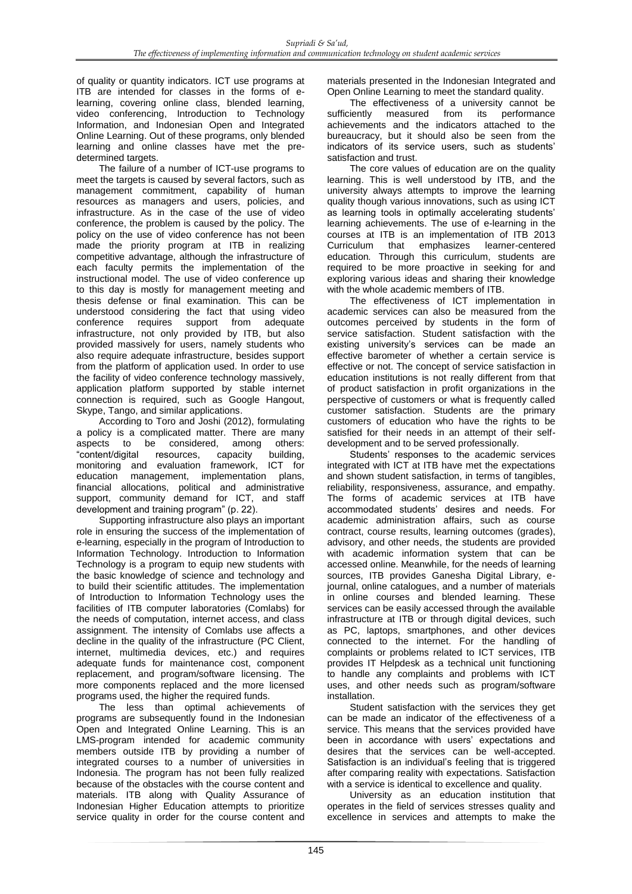of quality or quantity indicators. ICT use programs at ITB are intended for classes in the forms of e-learning, covering online class, blended learning, video conferencing, Introduction to Technology Information, and Indonesian Open and Integrated Online Learning. Out of these programs, only blended learning and online classes have met the pre-determined targets.

The failure of a number of ICT-use programs to meet the targets is caused by several factors, such as management commitment, capability of human resources as managers and users, policies, and infrastructure. As in the case of the use of video conference, the problem is caused by the policy. The policy on the use of video conference has not been made the priority program at ITB in realizing competitive advantage, although the infrastructure of each faculty permits the implementation of the instructional model. The use of video conference up to this day is mostly for management meeting and thesis defense or final examination. This can be understood considering the fact that using video conference requires support from adequate infrastructure, not only provided by ITB, but also provided massively for users, namely students who also require adequate infrastructure, besides support from the platform of application used. In order to use the facility of video conference technology massively, application platform supported by stable internet connection is required, such as Google Hangout, Skype, Tango, and similar applications.

According to Toro and Joshi (2012), formulating a policy is a complicated matter. There are many aspects to be considered, among others: "content/digital resources, capacity building, monitoring and evaluation framework, ICT for education management, implementation plans, financial allocations, political and administrative support, community demand for ICT, and staff development and training program" (p. 22).

Supporting infrastructure also plays an important role in ensuring the success of the implementation of e-learning, especially in the program of Introduction to Information Technology. Introduction to Information Technology is a program to equip new students with the basic knowledge of science and technology and to build their scientific attitudes. The implementation of Introduction to Information Technology uses the facilities of ITB computer laboratories (Comlabs) for the needs of computation, internet access, and class assignment. The intensity of Comlabs use affects a decline in the quality of the infrastructure (PC Client, internet, multimedia devices, etc.) and requires adequate funds for maintenance cost, component replacement, and program/software licensing. The more components replaced and the more licensed programs used, the higher the required funds.

The less than optimal achievements of programs are subsequently found in the Indonesian Open and Integrated Online Learning. This is an LMS-program intended for academic community members outside ITB by providing a number of integrated courses to a number of universities in Indonesia. The program has not been fully realized because of the obstacles with the course content and materials. ITB along with Quality Assurance of Indonesian Higher Education attempts to prioritize service quality in order for the course content and materials presented in the Indonesian Integrated and Open Online Learning to meet the standard quality.

The effectiveness of a university cannot be sufficiently measured from its performance achievements and the indicators attached to the bureaucracy, but it should also be seen from the indicators of its service users, such as students' satisfaction and trust.

The core values of education are on the quality learning. This is well understood by ITB, and the university always attempts to improve the learning quality though various innovations, such as using ICT as learning tools in optimally accelerating students' learning achievements. The use of e-learning in the courses at ITB is an implementation of ITB 2013 Curriculum that emphasizes learner-centered education. Through this curriculum, students are required to be more proactive in seeking for and exploring various ideas and sharing their knowledge with the whole academic members of ITB.

The effectiveness of ICT implementation in academic services can also be measured from the outcomes perceived by students in the form of service satisfaction. Student satisfaction with the existing university's services can be made an effective barometer of whether a certain service is effective or not. The concept of service satisfaction in education institutions is not really different from that of product satisfaction in profit organizations in the perspective of customers or what is frequently called customer satisfaction. Students are the primary customers of education who have the rights to be satisfied for their needs in an attempt of their self-development and to be served professionally.

Students' responses to the academic services integrated with ICT at ITB have met the expectations and shown student satisfaction, in terms of tangibles, reliability, responsiveness, assurance, and empathy. The forms of academic services at ITB have accommodated students' desires and needs. For academic administration affairs, such as course contract, course results, learning outcomes (grades), advisory, and other needs, the students are provided with academic information system that can be accessed online. Meanwhile, for the needs of learning sources, ITB provides Ganesha Digital Library, e-journal, online catalogues, and a number of materials in online courses and blended learning. These services can be easily accessed through the available infrastructure at ITB or through digital devices, such as PC, laptops, smartphones, and other devices connected to the internet. For the handling of complaints or problems related to ICT services, ITB provides IT Helpdesk as a technical unit functioning to handle any complaints and problems with ICT uses, and other needs such as program/software installation.

Student satisfaction with the services they get can be made an indicator of the effectiveness of a service. This means that the services provided have been in accordance with users' expectations and desires that the services can be well-accepted. Satisfaction is an individual's feeling that is triggered after comparing reality with expectations. Satisfaction with a service is identical to excellence and quality.

University as an education institution that operates in the field of services stresses quality and excellence in services and attempts to make the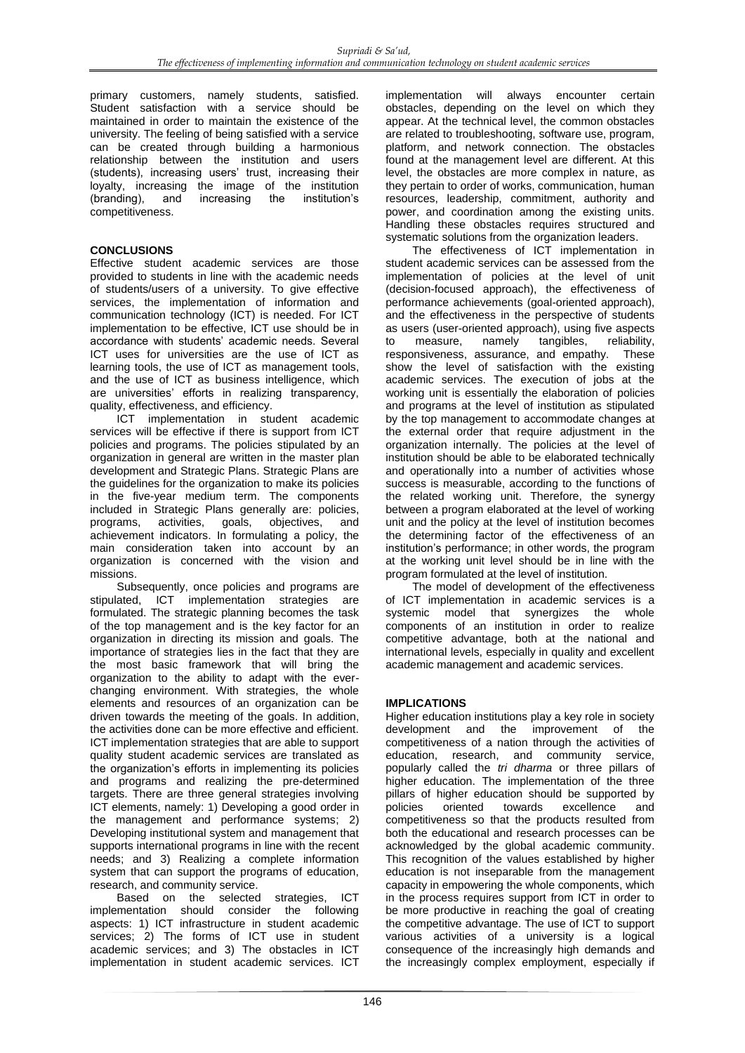primary customers, namely students, satisfied. Student satisfaction with a service should be maintained in order to maintain the existence of the university. The feeling of being satisfied with a service can be created through building a harmonious relationship between the institution and users (students), increasing users' trust, increasing their loyalty, increasing the image of the institution (branding), and increasing the institution's competitiveness.

## CONCLUSIONS

Effective student academic services are those provided to students in line with the academic needs of students/users of a university. To give effective services, the implementation of information and communication technology (ICT) is needed. For ICT implementation to be effective, ICT use should be in accordance with students' academic needs. Several ICT uses for universities are the use of ICT as learning tools, the use of ICT as management tools, and the use of ICT as business intelligence, which are universities' efforts in realizing transparency, quality, effectiveness, and efficiency.

ICT implementation in student academic services will be effective if there is support from ICT policies and programs. The policies stipulated by an organization in general are written in the master plan development and Strategic Plans. Strategic Plans are the guidelines for the organization to make its policies in the five-year medium term. The components included in Strategic Plans generally are: policies, programs, activities, goals, objectives, and achievement indicators. In formulating a policy, the main consideration taken into account by an organization is concerned with the vision and missions.

Subsequently, once policies and programs are stipulated, ICT implementation strategies are formulated. The strategic planning becomes the task of the top management and is the key factor for an organization in directing its mission and goals. The importance of strategies lies in the fact that they are the most basic framework that will bring the organization to the ability to adapt with the ever-changing environment. With strategies, the whole elements and resources of an organization can be driven towards the meeting of the goals. In addition, the activities done can be more effective and efficient. ICT implementation strategies that are able to support quality student academic services are translated as the organization's efforts in implementing its policies and programs and realizing the pre-determined targets. There are three general strategies involving ICT elements, namely: 1) Developing a good order in the management and performance systems; 2) Developing institutional system and management that supports international programs in line with the recent needs; and 3) Realizing a complete information system that can support the programs of education, research, and community service.

Based on the selected strategies, ICT implementation should consider the following aspects: 1) ICT infrastructure in student academic services; 2) The forms of ICT use in student academic services; and 3) The obstacles in ICT implementation in student academic services. ICT implementation will always encounter certain obstacles, depending on the level on which they appear. At the technical level, the common obstacles are related to troubleshooting, software use, program, platform, and network connection. The obstacles found at the management level are different. At this level, the obstacles are more complex in nature, as they pertain to order of works, communication, human resources, leadership, commitment, authority and power, and coordination among the existing units. Handling these obstacles requires structured and systematic solutions from the organization leaders.

The effectiveness of ICT implementation in student academic services can be assessed from the implementation of policies at the level of unit (decision-focused approach), the effectiveness of performance achievements (goal-oriented approach), and the effectiveness in the perspective of students as users (user-oriented approach), using five aspects to measure, namely tangibles, reliability, responsiveness, assurance, and empathy. These show the level of satisfaction with the existing academic services. The execution of jobs at the working unit is essentially the elaboration of policies and programs at the level of institution as stipulated by the top management to accommodate changes at the external order that require adjustment in the organization internally. The policies at the level of institution should be able to be elaborated technically and operationally into a number of activities whose success is measurable, according to the functions of the related working unit. Therefore, the synergy between a program elaborated at the level of working unit and the policy at the level of institution becomes the determining factor of the effectiveness of an institution's performance; in other words, the program at the working unit level should be in line with the program formulated at the level of institution.

The model of development of the effectiveness of ICT implementation in academic services is a systemic model that synergizes the whole components of an institution in order to realize competitive advantage, both at the national and international levels, especially in quality and excellent academic management and academic services.

## IMPLICATIONS

Higher education institutions play a key role in society development and the improvement of the competitiveness of a nation through the activities of education, research, and community service, popularly called the *tri dharma* or three pillars of higher education. The implementation of the three pillars of higher education should be supported by policies oriented towards excellence and competitiveness so that the products resulted from both the educational and research processes can be acknowledged by the global academic community. This recognition of the values established by higher education is not inseparable from the management capacity in empowering the whole components, which in the process requires support from ICT in order to be more productive in reaching the goal of creating the competitive advantage. The use of ICT to support various activities of a university is a logical consequence of the increasingly high demands and the increasingly complex employment, especially if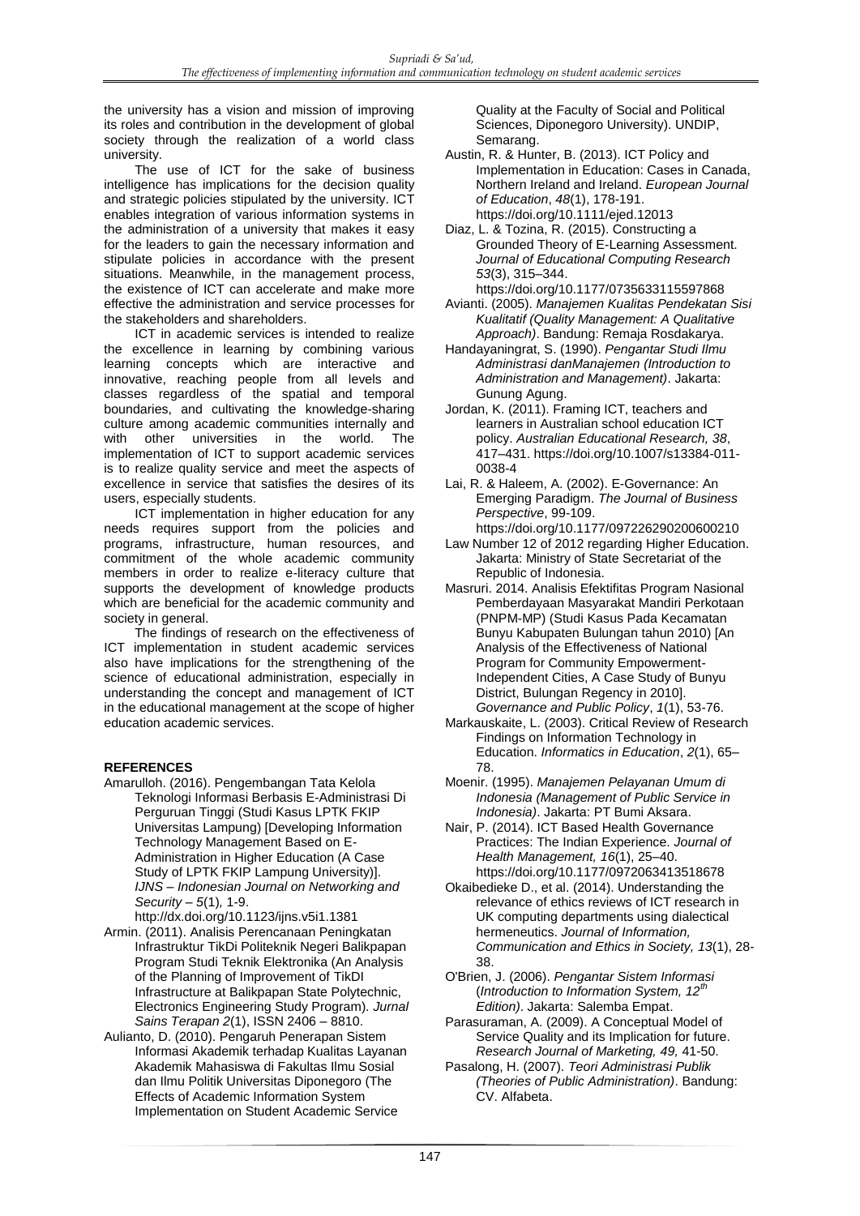the university has a vision and mission of improving its roles and contribution in the development of global society through the realization of a world class university.

The use of ICT for the sake of business intelligence has implications for the decision quality and strategic policies stipulated by the university. ICT enables integration of various information systems in the administration of a university that makes it easy for the leaders to gain the necessary information and stipulate policies in accordance with the present situations. Meanwhile, in the management process, the existence of ICT can accelerate and make more effective the administration and service processes for the stakeholders and shareholders.

ICT in academic services is intended to realize the excellence in learning by combining various learning concepts which are interactive and innovative, reaching people from all levels and classes regardless of the spatial and temporal boundaries, and cultivating the knowledge-sharing culture among academic communities internally and with other universities in the world. The implementation of ICT to support academic services is to realize quality service and meet the aspects of excellence in service that satisfies the desires of its users, especially students.

ICT implementation in higher education for any needs requires support from the policies and programs, infrastructure, human resources, and commitment of the whole academic community members in order to realize e-literacy culture that supports the development of knowledge products which are beneficial for the academic community and society in general.

The findings of research on the effectiveness of ICT implementation in student academic services also have implications for the strengthening of the science of educational administration, especially in understanding the concept and management of ICT in the educational management at the scope of higher education academic services.

## REFERENCES

Amarulloh. (2016). Pengembangan Tata Kelola Teknologi Informasi Berbasis E-Administrasi Di Perguruan Tinggi (Studi Kasus LPTK FKIP Universitas Lampung) [Developing Information Technology Management Based on E-Administration in Higher Education (A Case Study of LPTK FKIP Lampung University)]. *IJNS – Indonesian Journal on Networking and Security – 5*(1)*,* 1-9. http://dx.doi.org/10.1123/ijns.v5i1.1381

Armin. (2011). Analisis Perencanaan Peningkatan Infrastruktur TikDi Politeknik Negeri Balikpapan Program Studi Teknik Elektronika (An Analysis of the Planning of Improvement of TikDI Infrastructure at Balikpapan State Polytechnic, Electronics Engineering Study Program). *Jurnal Sains Terapan 2*(1), ISSN 2406 – 8810.

Aulianto, D. (2010). Pengaruh Penerapan Sistem Informasi Akademik terhadap Kualitas Layanan Akademik Mahasiswa di Fakultas Ilmu Sosial dan Ilmu Politik Universitas Diponegoro (The Effects of Academic Information System Implementation on Student Academic Service Quality at the Faculty of Social and Political Sciences, Diponegoro University). UNDIP, Semarang.

Austin, R. & Hunter, B. (2013). ICT Policy and Implementation in Education: Cases in Canada, Northern Ireland and Ireland. *European Journal of Education*, *48*(1), 178-191. https://doi.org/10.1111/ejed.12013

Diaz, L. & Tozina, R. (2015). Constructing a Grounded Theory of E-Learning Assessment. *Journal of Educational Computing Research 53*(3), 315–344. https://doi.org/10.1177/0735633115597868

Avianti. (2005). *Manajemen Kualitas Pendekatan Sisi Kualitatif (Quality Management: A Qualitative Approach)*. Bandung: Remaja Rosdakarya.

Handayaningrat, S. (1990). *Pengantar Studi Ilmu Administrasi danManajemen (Introduction to Administration and Management)*. Jakarta: Gunung Agung.

Jordan, K. (2011). Framing ICT, teachers and learners in Australian school education ICT policy. *Australian Educational Research, 38*, 417–431. https://doi.org/10.1007/s13384-011-0038-4

Lai, R. & Haleem, A. (2002). E-Governance: An Emerging Paradigm. *The Journal of Business Perspective*, 99-109. https://doi.org/10.1177/097226290200600210

Law Number 12 of 2012 regarding Higher Education. Jakarta: Ministry of State Secretariat of the Republic of Indonesia.

Masruri. 2014. Analisis Efektifitas Program Nasional Pemberdayaan Masyarakat Mandiri Perkotaan (PNPM-MP) (Studi Kasus Pada Kecamatan Bunyu Kabupaten Bulungan tahun 2010) [An Analysis of the Effectiveness of National Program for Community Empowerment-Independent Cities, A Case Study of Bunyu District, Bulungan Regency in 2010]. *Governance and Public Policy*, *1*(1), 53-76.

Markauskaite, L. (2003). Critical Review of Research Findings on Information Technology in Education. *Informatics in Education*, *2*(1), 65–78.

Moenir. (1995). *Manajemen Pelayanan Umum di Indonesia (Management of Public Service in Indonesia)*. Jakarta: PT Bumi Aksara.

Nair, P. (2014). ICT Based Health Governance Practices: The Indian Experience. *Journal of Health Management, 16*(1), 25–40. https://doi.org/10.1177/0972063413518678

Okaibedieke D., et al. (2014). Understanding the relevance of ethics reviews of ICT research in UK computing departments using dialectical hermeneutics. *Journal of Information, Communication and Ethics in Society, 13*(1), 28-38.

O'Brien, J. (2006). *Pengantar Sistem Informasi* (*Introduction to Information System, 12th Edition)*. Jakarta: Salemba Empat.

Parasuraman, A. (2009). A Conceptual Model of Service Quality and its Implication for future. *Research Journal of Marketing, 49,* 41-50.

Pasalong, H. (2007). *Teori Administrasi Publik (Theories of Public Administration)*. Bandung: CV. Alfabeta.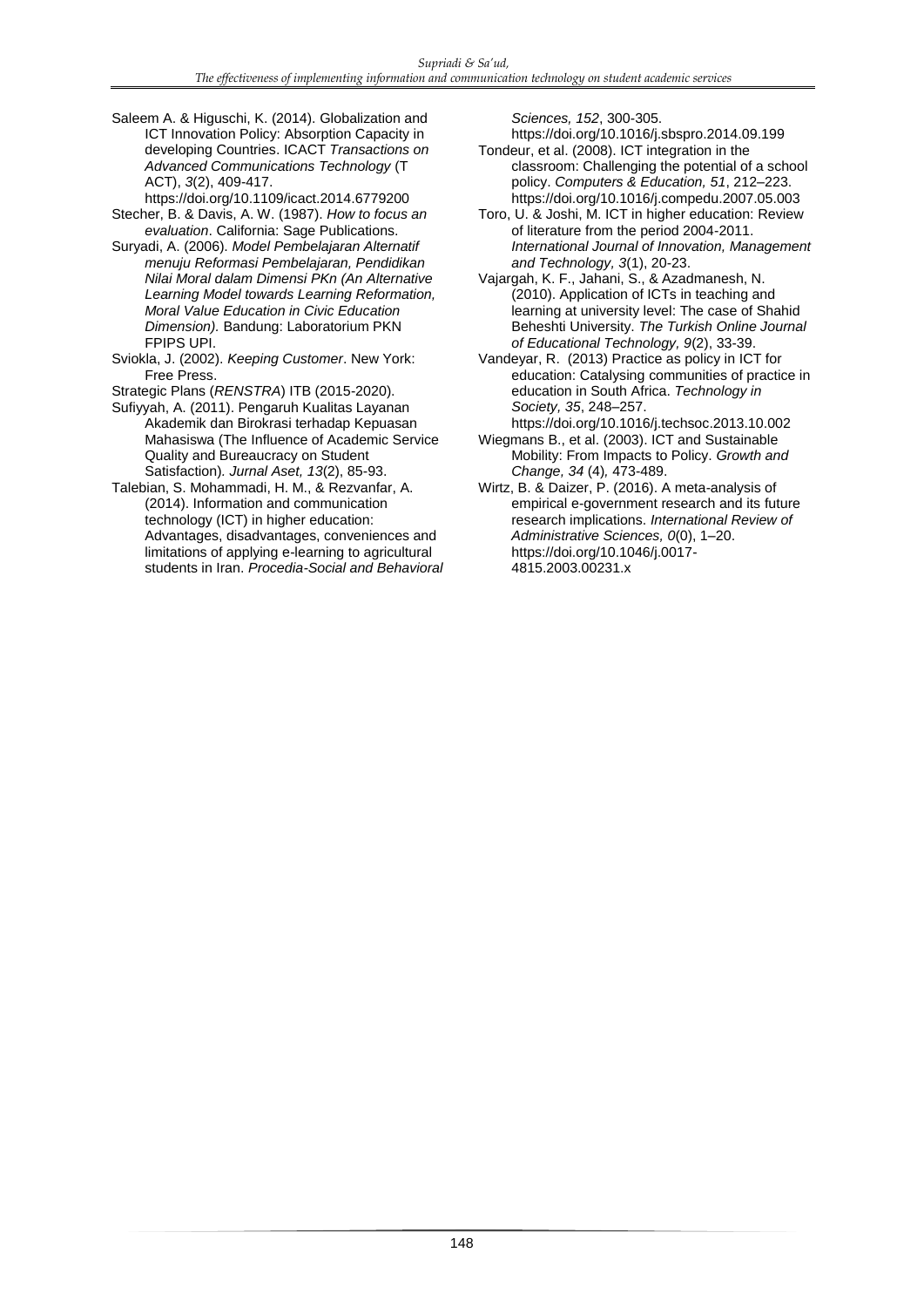Saleem A. & Higuschi, K. (2014). Globalization and ICT Innovation Policy: Absorption Capacity in developing Countries. ICACT *Transactions on Advanced Communications Technology* (T ACT), *3*(2), 409-417. https://doi.org/10.1109/icact.2014.6779200

Stecher, B. & Davis, A. W. (1987). *How to focus an evaluation*. California: Sage Publications.

Suryadi, A. (2006). *Model Pembelajaran Alternatif menuju Reformasi Pembelajaran, Pendidikan Nilai Moral dalam Dimensi PKn (An Alternative Learning Model towards Learning Reformation, Moral Value Education in Civic Education Dimension).* Bandung: Laboratorium PKN FPIPS UPI.

Sviokla, J. (2002). *Keeping Customer*. New York: Free Press.

Strategic Plans (*RENSTRA*) ITB (2015-2020).

Sufiyyah, A. (2011). Pengaruh Kualitas Layanan Akademik dan Birokrasi terhadap Kepuasan Mahasiswa (The Influence of Academic Service Quality and Bureaucracy on Student Satisfaction). *Jurnal Aset, 13*(2), 85-93.

Talebian, S. Mohammadi, H. M., & Rezvanfar, A. (2014). Information and communication technology (ICT) in higher education: Advantages, disadvantages, conveniences and limitations of applying e-learning to agricultural students in Iran. *Procedia-Social and Behavioral Sciences, 152*, 300-305. https://doi.org/10.1016/j.sbspro.2014.09.199

Tondeur, et al. (2008). ICT integration in the classroom: Challenging the potential of a school policy. *Computers & Education, 51*, 212–223. https://doi.org/10.1016/j.compedu.2007.05.003

Toro, U. & Joshi, M. ICT in higher education: Review of literature from the period 2004-2011. *International Journal of Innovation, Management and Technology, 3*(1), 20-23.

Vajargah, K. F., Jahani, S., & Azadmanesh, N. (2010). Application of ICTs in teaching and learning at university level: The case of Shahid Beheshti University. *The Turkish Online Journal of Educational Technology, 9*(2), 33-39.

Vandeyar, R. (2013) Practice as policy in ICT for education: Catalysing communities of practice in education in South Africa. *Technology in Society, 35*, 248–257. https://doi.org/10.1016/j.techsoc.2013.10.002

Wiegmans B., et al. (2003). ICT and Sustainable Mobility: From Impacts to Policy. *Growth and Change, 34* (4), 473-489.

Wirtz, B. & Daizer, P. (2016). A meta-analysis of empirical e-government research and its future research implications. *International Review of Administrative Sciences, 0*(0), 1–20. https://doi.org/10.1046/j.0017-4815.2003.00231.x